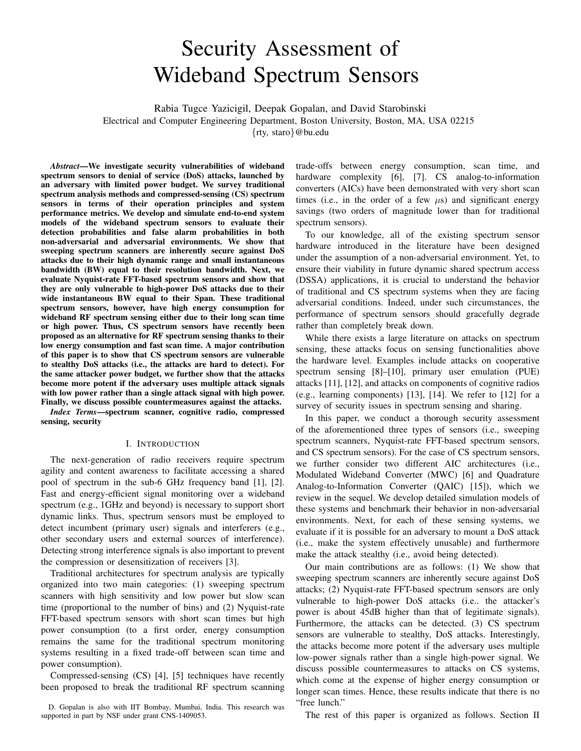# Security Assessment of Wideband Spectrum Sensors

Rabia Tugce Yazicigil, Deepak Gopalan, and David Starobinski

Electrical and Computer Engineering Department, Boston University, Boston, MA, USA 02215

{rty, staro}@bu.edu

***Abstract*—We investigate security vulnerabilities of wideband spectrum sensors to denial of service (DoS) attacks, launched by an adversary with limited power budget. We survey traditional spectrum analysis methods and compressed-sensing (CS) spectrum sensors in terms of their operation principles and system performance metrics. We develop and simulate end-to-end system models of the wideband spectrum sensors to evaluate their detection probabilities and false alarm probabilities in both non-adversarial and adversarial environments. We show that sweeping spectrum scanners are inherently secure against DoS attacks due to their high dynamic range and small instantaneous bandwidth (BW) equal to their resolution bandwidth. Next, we evaluate Nyquist-rate FFT-based spectrum sensors and show that they are only vulnerable to high-power DoS attacks due to their wide instantaneous BW equal to their Span. These traditional spectrum sensors, however, have high energy consumption for wideband RF spectrum sensing either due to their long scan time or high power. Thus, CS spectrum sensors have recently been proposed as an alternative for RF spectrum sensing thanks to their low energy consumption and fast scan time. A major contribution of this paper is to show that CS spectrum sensors are vulnerable to stealthy DoS attacks (i.e., the attacks are hard to detect). For the same attacker power budget, we further show that the attacks become more potent if the adversary uses multiple attack signals with low power rather than a single attack signal with high power. Finally, we discuss possible countermeasures against the attacks.**

***Index Terms*—spectrum scanner, cognitive radio, compressed sensing, security**

## I. Introduction

The next-generation of radio receivers require spectrum agility and content awareness to facilitate accessing a shared pool of spectrum in the sub-6 GHz frequency band [1], [2]. Fast and energy-efficient signal monitoring over a wideband spectrum (e.g., 1GHz and beyond) is necessary to support short dynamic links. Thus, spectrum sensors must be employed to detect incumbent (primary user) signals and interferers (e.g., other secondary users and external sources of interference). Detecting strong interference signals is also important to prevent the compression or desensitization of receivers [3].

Traditional architectures for spectrum analysis are typically organized into two main categories: (1) sweeping spectrum scanners with high sensitivity and low power but slow scan time (proportional to the number of bins) and (2) Nyquist-rate FFT-based spectrum sensors with short scan times but high power consumption (to a first order, energy consumption remains the same for the traditional spectrum monitoring systems resulting in a fixed trade-off between scan time and power consumption).

Compressed-sensing (CS) [4], [5] techniques have recently been proposed to break the traditional RF spectrum scanning trade-offs between energy consumption, scan time, and hardware complexity [6], [7]. CS analog-to-information converters (AICs) have been demonstrated with very short scan times (i.e., in the order of a few $\mu$s) and significant energy savings (two orders of magnitude lower than for traditional spectrum sensors).

To our knowledge, all of the existing spectrum sensor hardware introduced in the literature have been designed under the assumption of a non-adversarial environment. Yet, to ensure their viability in future dynamic shared spectrum access (DSSA) applications, it is crucial to understand the behavior of traditional and CS spectrum systems when they are facing adversarial conditions. Indeed, under such circumstances, the performance of spectrum sensors should gracefully degrade rather than completely break down.

While there exists a large literature on attacks on spectrum sensing, these attacks focus on sensing functionalities above the hardware level. Examples include attacks on cooperative spectrum sensing [8]–[10], primary user emulation (PUE) attacks [11], [12], and attacks on components of cognitive radios (e.g., learning components) [13], [14]. We refer to [12] for a survey of security issues in spectrum sensing and sharing.

In this paper, we conduct a thorough security assessment of the aforementioned three types of sensors (i.e., sweeping spectrum scanners, Nyquist-rate FFT-based spectrum sensors, and CS spectrum sensors). For the case of CS spectrum sensors, we further consider two different AIC architectures (i.e., Modulated Wideband Converter (MWC) [6] and Quadrature Analog-to-Information Converter (QAIC) [15]), which we review in the sequel. We develop detailed simulation models of these systems and benchmark their behavior in non-adversarial environments. Next, for each of these sensing systems, we evaluate if it is possible for an adversary to mount a DoS attack (i.e., make the system effectively unusable) and furthermore make the attack stealthy (i.e., avoid being detected).

Our main contributions are as follows: (1) We show that sweeping spectrum scanners are inherently secure against DoS attacks; (2) Nyquist-rate FFT-based spectrum sensors are only vulnerable to high-power DoS attacks (i.e.. the attacker's power is about 45dB higher than that of legitimate signals). Furthermore, the attacks can be detected. (3) CS spectrum sensors are vulnerable to stealthy, DoS attacks. Interestingly, the attacks become more potent if the adversary uses multiple low-power signals rather than a single high-power signal. We discuss possible countermeasures to attacks on CS systems, which come at the expense of higher energy consumption or longer scan times. Hence, these results indicate that there is no "free lunch."

The rest of this paper is organized as follows. Section II

D. Gopalan is also with IIT Bombay, Mumbai, India. This research was supported in part by NSF under grant CNS-1409053.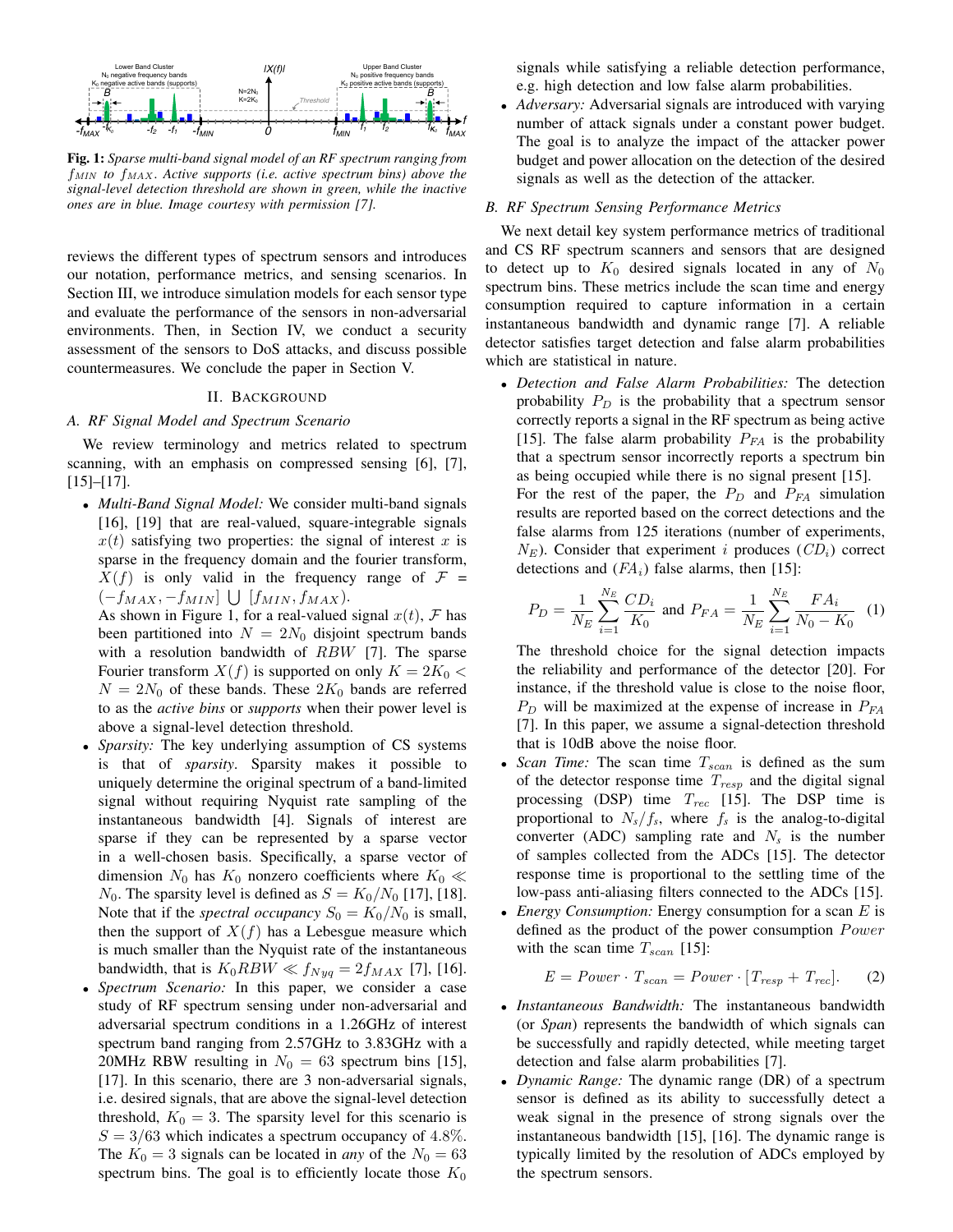Fig. 1: *Sparse multi-band signal model of an RF spectrum ranging from $f_{MIN}$ to $f_{MAX}$. Active supports (i.e. active spectrum bins) above the signal-level detection threshold are shown in green, while the inactive ones are in blue. Image courtesy with permission [7].*

reviews the different types of spectrum sensors and introduces our notation, performance metrics, and sensing scenarios. In Section III, we introduce simulation models for each sensor type and evaluate the performance of the sensors in non-adversarial environments. Then, in Section IV, we conduct a security assessment of the sensors to DoS attacks, and discuss possible countermeasures. We conclude the paper in Section V.

## II. Background

### A. RF Signal Model and Spectrum Scenario

We review terminology and metrics related to spectrum scanning, with an emphasis on compressed sensing [6], [7], [15]–[17].

- *Multi-Band Signal Model:* We consider multi-band signals [16], [19] that are real-valued, square-integrable signals $x(t)$ satisfying two properties: the signal of interest $x$ is sparse in the frequency domain and the fourier transform, $X(f)$ is only valid in the frequency range of $\mathcal{F}$ = $(-f_{MAX}, -f_{MIN}] \bigcup [f_{MIN}, f_{MAX})$.
  As shown in Figure 1, for a real-valued signal $x(t)$, $\mathcal{F}$ has been partitioned into $N = 2N_0$ disjoint spectrum bands with a resolution bandwidth of $RBW$ [7]. The sparse Fourier transform $X(f)$ is supported on only $K = 2K_0 < N = 2N_0$ of these bands. These $2K_0$ bands are referred to as the *active bins* or *supports* when their power level is above a signal-level detection threshold.
- *Sparsity:* The key underlying assumption of CS systems is that of *sparsity*. Sparsity makes it possible to uniquely determine the original spectrum of a band-limited signal without requiring Nyquist rate sampling of the instantaneous bandwidth [4]. Signals of interest are sparse if they can be represented by a sparse vector in a well-chosen basis. Specifically, a sparse vector of dimension $N_0$ has $K_0$ nonzero coefficients where $K_0 \ll N_0$. The sparsity level is defined as $S = K_0/N_0$ [17], [18]. Note that if the *spectral occupancy* $S_0 = K_0/N_0$ is small, then the support of $X(f)$ has a Lebesgue measure which is much smaller than the Nyquist rate of the instantaneous bandwidth, that is $K_0 RBW \ll f_{Nyq} = 2f_{MAX}$ [7], [16].
- *Spectrum Scenario:* In this paper, we consider a case study of RF spectrum sensing under non-adversarial and adversarial spectrum conditions in a 1.26GHz of interest spectrum band ranging from 2.57GHz to 3.83GHz with a 20MHz RBW resulting in $N_0 = 63$ spectrum bins [15], [17]. In this scenario, there are 3 non-adversarial signals, i.e. desired signals, that are above the signal-level detection threshold, $K_0 = 3$. The sparsity level for this scenario is $S = 3/63$ which indicates a spectrum occupancy of 4.8%. The $K_0 = 3$ signals can be located in *any* of the $N_0 = 63$ spectrum bins. The goal is to efficiently locate those $K_0$ signals while satisfying a reliable detection performance, e.g. high detection and low false alarm probabilities.
- *Adversary:* Adversarial signals are introduced with varying number of attack signals under a constant power budget. The goal is to analyze the impact of the attacker power budget and power allocation on the detection of the desired signals as well as the detection of the attacker.

### B. RF Spectrum Sensing Performance Metrics

We next detail key system performance metrics of traditional and CS RF spectrum scanners and sensors that are designed to detect up to $K_0$ desired signals located in any of $N_0$ spectrum bins. These metrics include the scan time and energy consumption required to capture information in a certain instantaneous bandwidth and dynamic range [7]. A reliable detector satisfies target detection and false alarm probabilities which are statistical in nature.

- *Detection and False Alarm Probabilities:* The detection probability $P_D$ is the probability that a spectrum sensor correctly reports a signal in the RF spectrum as being active [15]. The false alarm probability $P_{FA}$ is the probability that a spectrum sensor incorrectly reports a spectrum bin as being occupied while there is no signal present [15].
  For the rest of the paper, the $P_D$ and $P_{FA}$ simulation results are reported based on the correct detections and the false alarms from 125 iterations (number of experiments, $N_E$). Consider that experiment $i$ produces ($CD_i$) correct detections and ($FA_i$) false alarms, then [15]:

$$P_D = \frac{1}{N_E}\sum_{i=1}^{N_E}\frac{CD_i}{K_0} \text{ and } P_{FA} = \frac{1}{N_E}\sum_{i=1}^{N_E}\frac{FA_i}{N_0 - K_0} \quad (1)$$

  The threshold choice for the signal detection impacts the reliability and performance of the detector [20]. For instance, if the threshold value is close to the noise floor, $P_D$ will be maximized at the expense of increase in $P_{FA}$ [7]. In this paper, we assume a signal-detection threshold that is 10dB above the noise floor.
- *Scan Time:* The scan time $T_{scan}$ is defined as the sum of the detector response time $T_{resp}$ and the digital signal processing (DSP) time $T_{rec}$ [15]. The DSP time is proportional to $N_s/f_s$, where $f_s$ is the analog-to-digital converter (ADC) sampling rate and $N_s$ is the number of samples collected from the ADCs [15]. The detector response time is proportional to the settling time of the low-pass anti-aliasing filters connected to the ADCs [15].
- *Energy Consumption:* Energy consumption for a scan $E$ is defined as the product of the power consumption $Power$ with the scan time $T_{scan}$ [15]:

$$E = Power \cdot T_{scan} = Power \cdot [T_{resp} + T_{rec}]. \quad (2)$$

- *Instantaneous Bandwidth:* The instantaneous bandwidth (or *Span*) represents the bandwidth of which signals can be successfully and rapidly detected, while meeting target detection and false alarm probabilities [7].
- *Dynamic Range:* The dynamic range (DR) of a spectrum sensor is defined as its ability to successfully detect a weak signal in the presence of strong signals over the instantaneous bandwidth [15], [16]. The dynamic range is typically limited by the resolution of ADCs employed by the spectrum sensors.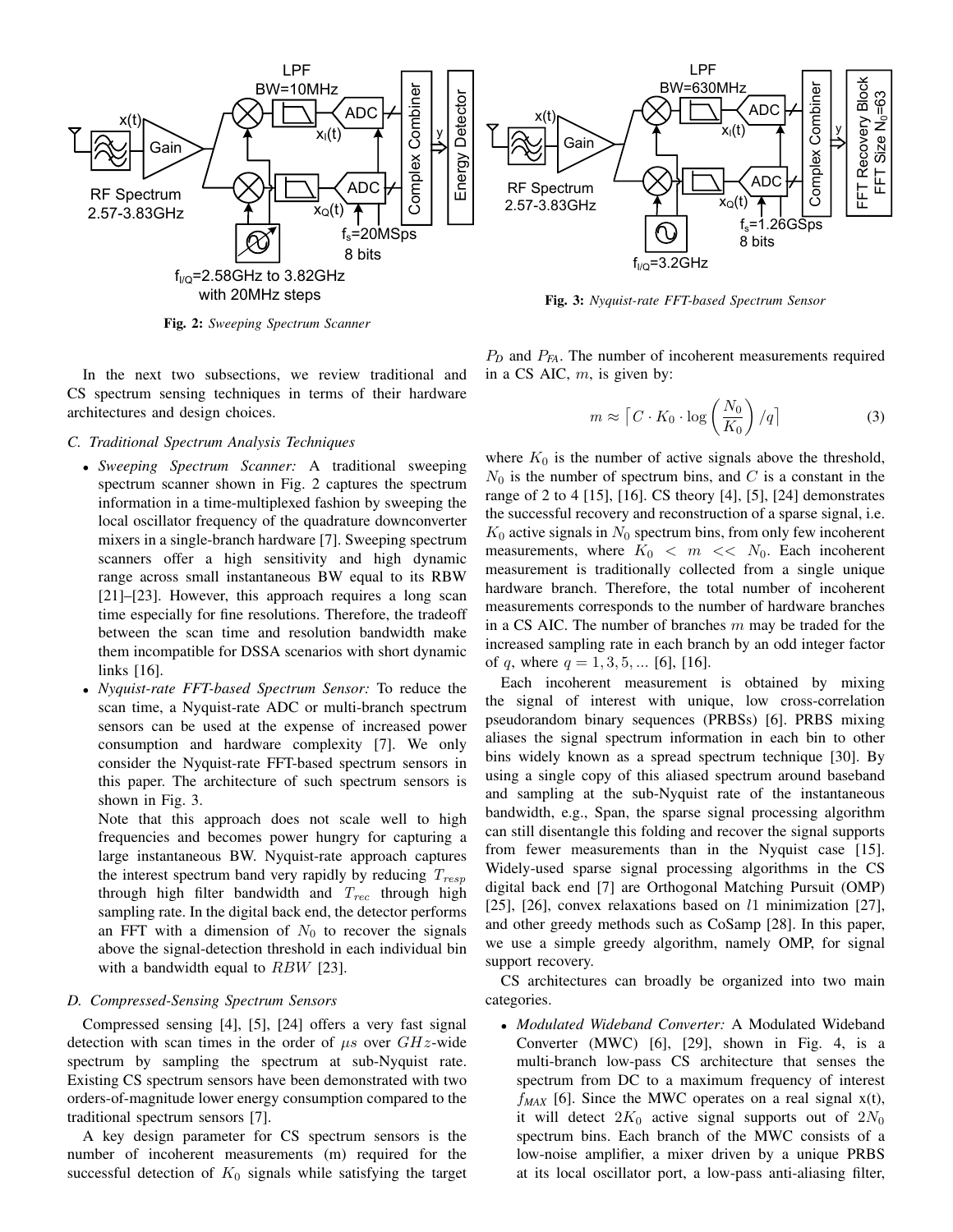Fig. 2: *Sweeping Spectrum Scanner*

Fig. 3: *Nyquist-rate FFT-based Spectrum Sensor*

In the next two subsections, we review traditional and CS spectrum sensing techniques in terms of their hardware architectures and design choices.

### C. Traditional Spectrum Analysis Techniques

- *Sweeping Spectrum Scanner:* A traditional sweeping spectrum scanner shown in Fig. 2 captures the spectrum information in a time-multiplexed fashion by sweeping the local oscillator frequency of the quadrature downconverter mixers in a single-branch hardware [7]. Sweeping spectrum scanners offer a high sensitivity and high dynamic range across small instantaneous BW equal to its RBW [21]–[23]. However, this approach requires a long scan time especially for fine resolutions. Therefore, the tradeoff between the scan time and resolution bandwidth make them incompatible for DSSA scenarios with short dynamic links [16].
- *Nyquist-rate FFT-based Spectrum Sensor:* To reduce the scan time, a Nyquist-rate ADC or multi-branch spectrum sensors can be used at the expense of increased power consumption and hardware complexity [7]. We only consider the Nyquist-rate FFT-based spectrum sensors in this paper. The architecture of such spectrum sensors is shown in Fig. 3.

  Note that this approach does not scale well to high frequencies and becomes power hungry for capturing a large instantaneous BW. Nyquist-rate approach captures the interest spectrum band very rapidly by reducing $T_{resp}$ through high filter bandwidth and $T_{rec}$ through high sampling rate. In the digital back end, the detector performs an FFT with a dimension of $N_0$ to recover the signals above the signal-detection threshold in each individual bin with a bandwidth equal to $RBW$ [23].

### D. Compressed-Sensing Spectrum Sensors

Compressed sensing [4], [5], [24] offers a very fast signal detection with scan times in the order of $\mu s$ over $GHz$-wide spectrum by sampling the spectrum at sub-Nyquist rate. Existing CS spectrum sensors have been demonstrated with two orders-of-magnitude lower energy consumption compared to the traditional spectrum sensors [7].

A key design parameter for CS spectrum sensors is the number of incoherent measurements (m) required for the successful detection of $K_0$ signals while satisfying the target $P_D$ and $P_{FA}$. The number of incoherent measurements required in a CS AIC, $m$, is given by:

$$m \approx \lceil C \cdot K_0 \cdot \log\left(\frac{N_0}{K_0}\right)/q \rceil \tag{3}$$

where $K_0$ is the number of active signals above the threshold, $N_0$ is the number of spectrum bins, and $C$ is a constant in the range of 2 to 4 [15], [16]. CS theory [4], [5], [24] demonstrates the successful recovery and reconstruction of a sparse signal, i.e. $K_0$ active signals in $N_0$ spectrum bins, from only few incoherent measurements, where $K_0 < m << N_0$. Each incoherent measurement is traditionally collected from a single unique hardware branch. Therefore, the total number of incoherent measurements corresponds to the number of hardware branches in a CS AIC. The number of branches $m$ may be traded for the increased sampling rate in each branch by an odd integer factor of $q$, where $q = 1, 3, 5, ...$ [6], [16].

Each incoherent measurement is obtained by mixing the signal of interest with unique, low cross-correlation pseudorandom binary sequences (PRBSs) [6]. PRBS mixing aliases the signal spectrum information in each bin to other bins widely known as a spread spectrum technique [30]. By using a single copy of this aliased spectrum around baseband and sampling at the sub-Nyquist rate of the instantaneous bandwidth, e.g., Span, the sparse signal processing algorithm can still disentangle this folding and recover the signal supports from fewer measurements than in the Nyquist case [15]. Widely-used sparse signal processing algorithms in the CS digital back end [7] are Orthogonal Matching Pursuit (OMP) [25], [26], convex relaxations based on $l1$ minimization [27], and other greedy methods such as CoSamp [28]. In this paper, we use a simple greedy algorithm, namely OMP, for signal support recovery.

CS architectures can broadly be organized into two main categories.

- *Modulated Wideband Converter:* A Modulated Wideband Converter (MWC) [6], [29], shown in Fig. 4, is a multi-branch low-pass CS architecture that senses the spectrum from DC to a maximum frequency of interest $f_{MAX}$ [6]. Since the MWC operates on a real signal x(t), it will detect $2K_0$ active signal supports out of $2N_0$ spectrum bins. Each branch of the MWC consists of a low-noise amplifier, a mixer driven by a unique PRBS at its local oscillator port, a low-pass anti-aliasing filter,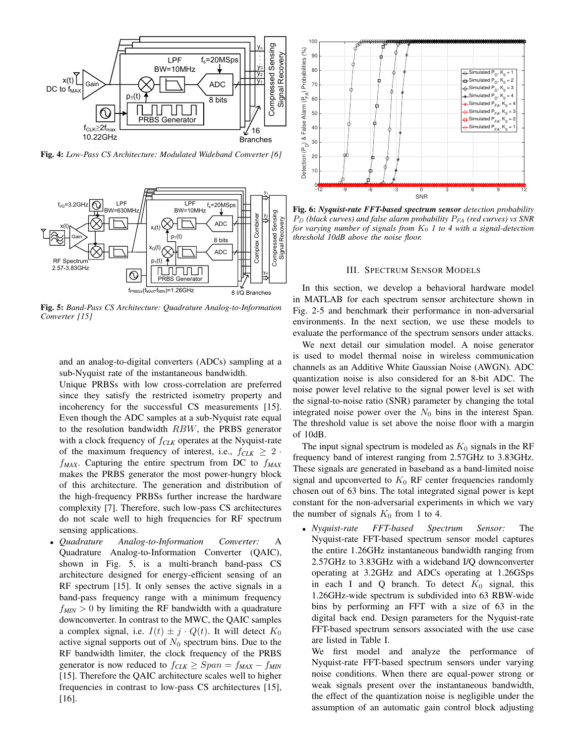**Fig. 4:** *Low-Pass CS Architecture: Modulated Wideband Converter [6]*

**Fig. 5:** *Band-Pass CS Architecture: Quadrature Analog-to-Information Converter [15]*

and an analog-to-digital converters (ADCs) sampling at a sub-Nyquist rate of the instantaneous bandwidth.

Unique PRBSs with low cross-correlation are preferred since they satisfy the restricted isometry property and incoherency for the successful CS measurements [15]. Even though the ADC samples at a sub-Nyquist rate equal to the resolution bandwidth $RBW$, the PRBS generator with a clock frequency of $f_{CLK}$ operates at the Nyquist-rate of the maximum frequency of interest, i.e., $f_{CLK} \geq 2 \cdot f_{MAX}$. Capturing the entire spectrum from DC to $f_{MAX}$ makes the PRBS generator the most power-hungry block of this architecture. The generation and distribution of the high-frequency PRBSs further increase the hardware complexity [7]. Therefore, such low-pass CS architectures do not scale well to high frequencies for RF spectrum sensing applications.

- *Quadrature Analog-to-Information Converter:* A Quadrature Analog-to-Information Converter (QAIC), shown in Fig. 5, is a multi-branch band-pass CS architecture designed for energy-efficient sensing of an RF spectrum [15]. It only senses the active signals in a band-pass frequency range with a minimum frequency $f_{MIN} > 0$ by limiting the RF bandwidth with a quadrature downconverter. In contrast to the MWC, the QAIC samples a complex signal, i.e. $I(t) \pm j \cdot Q(t)$. It will detect $K_0$ active signal supports out of $N_0$ spectrum bins. Due to the RF bandwidth limiter, the clock frequency of the PRBS generator is now reduced to $f_{CLK} \geq Span = f_{MAX} - f_{MIN}$ [15]. Therefore the QAIC architecture scales well to higher frequencies in contrast to low-pass CS architectures [15], [16].

**Fig. 6:** ***Nyquist-rate FFT-based spectrum sensor*** *detection probability $P_D$ (black curves) and false alarm probability $P_{FA}$ (red curves) vs SNR for varying number of signals from $K_0$ 1 to 4 with a signal-detection threshold 10dB above the noise floor.*

## III. Spectrum Sensor Models

In this section, we develop a behavioral hardware model in MATLAB for each spectrum sensor architecture shown in Fig. 2-5 and benchmark their performance in non-adversarial environments. In the next section, we use these models to evaluate the performance of the spectrum sensors under attacks.

We next detail our simulation model. A noise generator is used to model thermal noise in wireless communication channels as an Additive White Gaussian Noise (AWGN). ADC quantization noise is also considered for an 8-bit ADC. The noise power level relative to the signal power level is set with the signal-to-noise ratio (SNR) parameter by changing the total integrated noise power over the $N_0$ bins in the interest Span. The threshold value is set above the noise floor with a margin of 10dB.

The input signal spectrum is modeled as $K_0$ signals in the RF frequency band of interest ranging from 2.57GHz to 3.83GHz. These signals are generated in baseband as a band-limited noise signal and upconverted to $K_0$ RF center frequencies randomly chosen out of 63 bins. The total integrated signal power is kept constant for the non-adversarial experiments in which we vary the number of signals $K_0$ from 1 to 4.

- *Nyquist-rate FFT-based Spectrum Sensor:* The Nyquist-rate FFT-based spectrum sensor model captures the entire 1.26GHz instantaneous bandwidth ranging from 2.57GHz to 3.83GHz with a wideband I/Q downconverter operating at 3.2GHz and ADCs operating at 1.26GSps in each I and Q branch. To detect $K_0$ signal, this 1.26GHz-wide spectrum is subdivided into 63 RBW-wide bins by performing an FFT with a size of 63 in the digital back end. Design parameters for the Nyquist-rate FFT-based spectrum sensors associated with the use case are listed in Table I.

  We first model and analyze the performance of Nyquist-rate FFT-based spectrum sensors under varying noise conditions. When there are equal-power strong or weak signals present over the instantaneous bandwidth, the effect of the quantization noise is negligible under the assumption of an automatic gain control block adjusting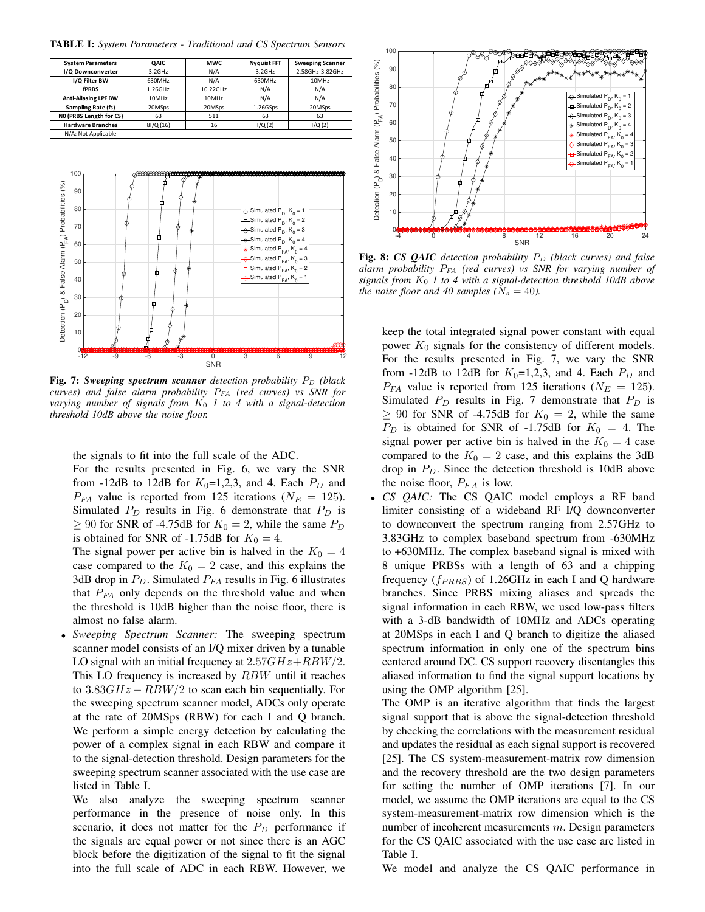**TABLE I:** *System Parameters - Traditional and CS Spectrum Sensors*

| System Parameters | QAIC | MWC | Nyquist FFT | Sweeping Scanner |
|---|---|---|---|---|
| I/Q Downconverter | 3.2GHz | N/A | 3.2GHz | 2.58GHz-3.82GHz |
| I/Q Filter BW | 630MHz | N/A | 630MHz | 10MHz |
| fPRBS | 1.26GHz | 10.22GHz | N/A | N/A |
| Anti-Aliasing LPF BW | 10MHz | 10MHz | N/A | N/A |
| Sampling Rate (fs) | 20MSps | 20MSps | 1.26GSps | 20MSps |
| N0 (PRBS Length for CS) | 63 | 511 | 63 | 63 |
| Hardware Branches | 8I/Q (16) | 16 | I/Q (2) | I/Q (2) |
| N/A: Not Applicable | | | | |

**Fig. 7:** ***Sweeping spectrum scanner*** *detection probability $P_D$ (black curves) and false alarm probability $P_{FA}$ (red curves) vs SNR for varying number of signals from $K_0$ 1 to 4 with a signal-detection threshold 10dB above the noise floor.*

the signals to fit into the full scale of the ADC.

For the results presented in Fig. 6, we vary the SNR from -12dB to 12dB for $K_0$=1,2,3, and 4. Each $P_D$ and $P_{FA}$ value is reported from 125 iterations ($N_E = 125$). Simulated $P_D$ results in Fig. 6 demonstrate that $P_D$ is $\geq 90$ for SNR of -4.75dB for $K_0 = 2$, while the same $P_D$ is obtained for SNR of -1.75dB for $K_0 = 4$.

The signal power per active bin is halved in the $K_0 = 4$ case compared to the $K_0 = 2$ case, and this explains the 3dB drop in $P_D$. Simulated $P_{FA}$ results in Fig. 6 illustrates that $P_{FA}$ only depends on the threshold value and when the threshold is 10dB higher than the noise floor, there is almost no false alarm.

- *Sweeping Spectrum Scanner:* The sweeping spectrum scanner model consists of an I/Q mixer driven by a tunable LO signal with an initial frequency at $2.57GHz + RBW/2$. This LO frequency is increased by $RBW$ until it reaches to $3.83GHz - RBW/2$ to scan each bin sequentially. For the sweeping spectrum scanner model, ADCs only operate at the rate of 20MSps (RBW) for each I and Q branch. We perform a simple energy detection by calculating the power of a complex signal in each RBW and compare it to the signal-detection threshold. Design parameters for the sweeping spectrum scanner associated with the use case are listed in Table I.

  We also analyze the sweeping spectrum scanner performance in the presence of noise only. In this scenario, it does not matter for the $P_D$ performance if the signals are equal power or not since there is an AGC block before the digitization of the signal to fit the signal into the full scale of ADC in each RBW. However, we keep the total integrated signal power constant with equal power $K_0$ signals for the consistency of different models. For the results presented in Fig. 7, we vary the SNR from -12dB to 12dB for $K_0$=1,2,3, and 4. Each $P_D$ and $P_{FA}$ value is reported from 125 iterations ($N_E = 125$). Simulated $P_D$ results in Fig. 7 demonstrate that $P_D$ is $\geq 90$ for SNR of -4.75dB for $K_0 = 2$, while the same $P_D$ is obtained for SNR of -1.75dB for $K_0 = 4$. The signal power per active bin is halved in the $K_0 = 4$ case compared to the $K_0 = 2$ case, and this explains the 3dB drop in $P_D$. Since the detection threshold is 10dB above the noise floor, $P_{FA}$ is low.

**Fig. 8:** ***CS QAIC*** *detection probability $P_D$ (black curves) and false alarm probability $P_{FA}$ (red curves) vs SNR for varying number of signals from $K_0$ 1 to 4 with a signal-detection threshold 10dB above the noise floor and 40 samples ($N_s = 40$).*

- *CS QAIC:* The CS QAIC model employs a RF band limiter consisting of a wideband RF I/Q downconverter to downconvert the spectrum ranging from 2.57GHz to 3.83GHz to complex baseband spectrum from -630MHz to +630MHz. The complex baseband signal is mixed with 8 unique PRBSs with a length of 63 and a chipping frequency ($f_{PRBS}$) of 1.26GHz in each I and Q hardware branches. Since PRBS mixing aliases and spreads the signal information in each RBW, we used low-pass filters with a 3-dB bandwidth of 10MHz and ADCs operating at 20MSps in each I and Q branch to digitize the aliased spectrum information in only one of the spectrum bins centered around DC. CS support recovery disentangles this aliased information to find the signal support locations by using the OMP algorithm [25].

  The OMP is an iterative algorithm that finds the largest signal support that is above the signal-detection threshold by checking the correlations with the measurement residual and updates the residual as each signal support is recovered [25]. The CS system-measurement-matrix row dimension and the recovery threshold are the two design parameters for setting the number of OMP iterations [7]. In our model, we assume the OMP iterations are equal to the CS system-measurement-matrix row dimension which is the number of incoherent measurements $m$. Design parameters for the CS QAIC associated with the use case are listed in Table I.

  We model and analyze the CS QAIC performance in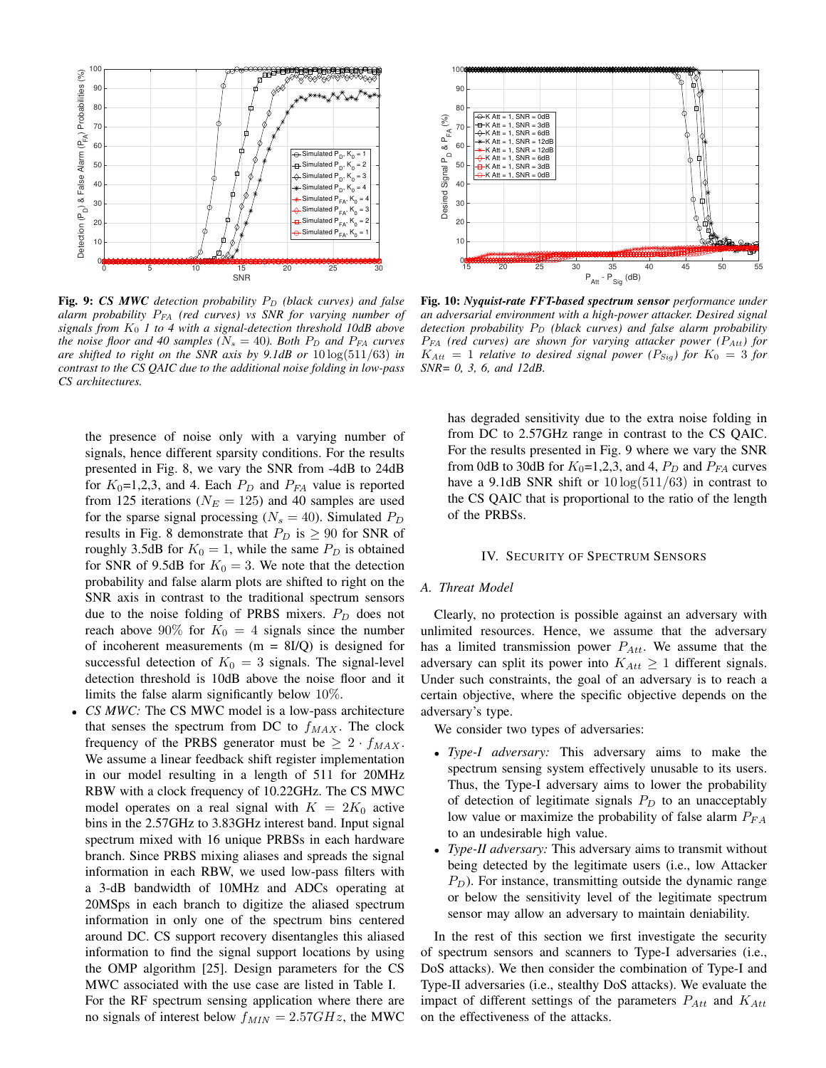**Fig. 9:** ***CS MWC** detection probability $P_D$ (black curves) and false alarm probability $P_{FA}$ (red curves) vs SNR for varying number of signals from $K_0$ 1 to 4 with a signal-detection threshold 10dB above the noise floor and 40 samples ($N_s = 40$). Both $P_D$ and $P_{FA}$ curves are shifted to right on the SNR axis by 9.1dB or $10\log(511/63)$ in contrast to the CS QAIC due to the additional noise folding in low-pass CS architectures.*

**Fig. 10:** ***Nyquist-rate FFT-based spectrum sensor** performance under an adversarial environment with a high-power attacker. Desired signal detection probability $P_D$ (black curves) and false alarm probability $P_{FA}$ (red curves) are shown for varying attacker power ($P_{Att}$) for $K_{Att} = 1$ relative to desired signal power ($P_{Sig}$) for $K_0 = 3$ for SNR= 0, 3, 6, and 12dB.*

the presence of noise only with a varying number of signals, hence different sparsity conditions. For the results presented in Fig. 8, we vary the SNR from -4dB to 24dB for $K_0$=1,2,3, and 4. Each $P_D$ and $P_{FA}$ value is reported from 125 iterations ($N_E = 125$) and 40 samples are used for the sparse signal processing ($N_s = 40$). Simulated $P_D$ results in Fig. 8 demonstrate that $P_D$ is $\geq 90$ for SNR of roughly 3.5dB for $K_0 = 1$, while the same $P_D$ is obtained for SNR of 9.5dB for $K_0 = 3$. We note that the detection probability and false alarm plots are shifted to right on the SNR axis in contrast to the traditional spectrum sensors due to the noise folding of PRBS mixers. $P_D$ does not reach above $90\%$ for $K_0 = 4$ signals since the number of incoherent measurements (m = 8I/Q) is designed for successful detection of $K_0 = 3$ signals. The signal-level detection threshold is 10dB above the noise floor and it limits the false alarm significantly below $10\%$.

- *CS MWC:* The CS MWC model is a low-pass architecture that senses the spectrum from DC to $f_{MAX}$. The clock frequency of the PRBS generator must be $\geq 2 \cdot f_{MAX}$. We assume a linear feedback shift register implementation in our model resulting in a length of 511 for 20MHz RBW with a clock frequency of 10.22GHz. The CS MWC model operates on a real signal with $K = 2K_0$ active bins in the 2.57GHz to 3.83GHz interest band. Input signal spectrum mixed with 16 unique PRBSs in each hardware branch. Since PRBS mixing aliases and spreads the signal information in each RBW, we used low-pass filters with a 3-dB bandwidth of 10MHz and ADCs operating at 20MSps in each branch to digitize the aliased spectrum information in only one of the spectrum bins centered around DC. CS support recovery disentangles this aliased information to find the signal support locations by using the OMP algorithm [25]. Design parameters for the CS MWC associated with the use case are listed in Table I. For the RF spectrum sensing application where there are no signals of interest below $f_{MIN} = 2.57GHz$, the MWC has degraded sensitivity due to the extra noise folding in from DC to 2.57GHz range in contrast to the CS QAIC. For the results presented in Fig. 9 where we vary the SNR from 0dB to 30dB for $K_0$=1,2,3, and 4, $P_D$ and $P_{FA}$ curves have a 9.1dB SNR shift or $10\log(511/63)$ in contrast to the CS QAIC that is proportional to the ratio of the length of the PRBSs.

## IV. Security of Spectrum Sensors

### A. Threat Model

Clearly, no protection is possible against an adversary with unlimited resources. Hence, we assume that the adversary has a limited transmission power $P_{Att}$. We assume that the adversary can split its power into $K_{Att} \geq 1$ different signals. Under such constraints, the goal of an adversary is to reach a certain objective, where the specific objective depends on the adversary's type.

We consider two types of adversaries:

- *Type-I adversary:* This adversary aims to make the spectrum sensing system effectively unusable to its users. Thus, the Type-I adversary aims to lower the probability of detection of legitimate signals $P_D$ to an unacceptably low value or maximize the probability of false alarm $P_{FA}$ to an undesirable high value.
- *Type-II adversary:* This adversary aims to transmit without being detected by the legitimate users (i.e., low Attacker $P_D$). For instance, transmitting outside the dynamic range or below the sensitivity level of the legitimate spectrum sensor may allow an adversary to maintain deniability.

In the rest of this section we first investigate the security of spectrum sensors and scanners to Type-I adversaries (i.e., DoS attacks). We then consider the combination of Type-I and Type-II adversaries (i.e., stealthy DoS attacks). We evaluate the impact of different settings of the parameters $P_{Att}$ and $K_{Att}$ on the effectiveness of the attacks.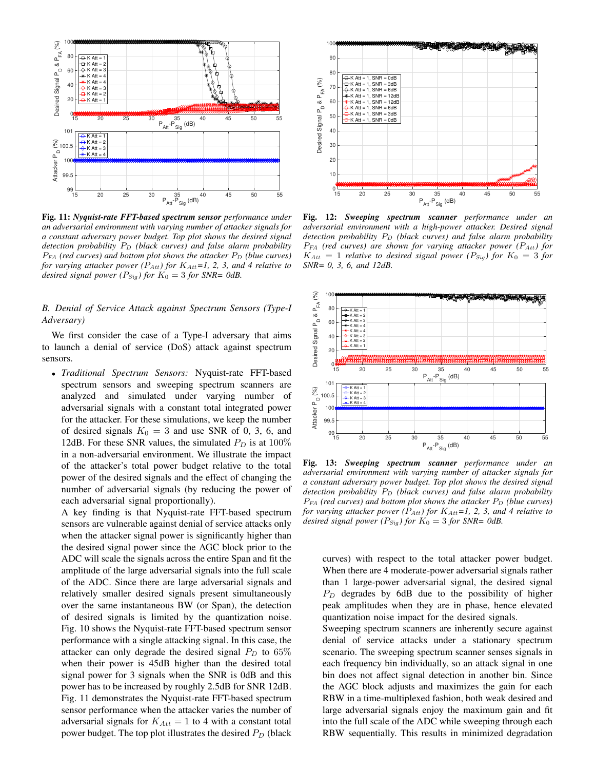Fig. 11: ***Nyquist-rate FFT-based spectrum sensor*** *performance under an adversarial environment with varying number of attacker signals for a constant adversary power budget. Top plot shows the desired signal detection probability $P_D$ (black curves) and false alarm probability $P_{FA}$ (red curves) and bottom plot shows the attacker $P_D$ (blue curves) for varying attacker power ($P_{Att}$) for $K_{Att}$=1, 2, 3, and 4 relative to desired signal power ($P_{Sig}$) for $K_0 = 3$ for SNR= 0dB.*

Fig. 12: ***Sweeping spectrum scanner*** *performance under an adversarial environment with a high-power attacker. Desired signal detection probability $P_D$ (black curves) and false alarm probability $P_{FA}$ (red curves) are shown for varying attacker power ($P_{Att}$) for $K_{Att} = 1$ relative to desired signal power ($P_{Sig}$) for $K_0 = 3$ for SNR= 0, 3, 6, and 12dB.*

Fig. 13: ***Sweeping spectrum scanner*** *performance under an adversarial environment with varying number of attacker signals for a constant adversary power budget. Top plot shows the desired signal detection probability $P_D$ (black curves) and false alarm probability $P_{FA}$ (red curves) and bottom plot shows the attacker $P_D$ (blue curves) for varying attacker power ($P_{Att}$) for $K_{Att}$=1, 2, 3, and 4 relative to desired signal power ($P_{Sig}$) for $K_0 = 3$ for SNR= 0dB.*

### *B. Denial of Service Attack against Spectrum Sensors (Type-I Adversary)*

We first consider the case of a Type-I adversary that aims to launch a denial of service (DoS) attack against spectrum sensors.

- *Traditional Spectrum Sensors:* Nyquist-rate FFT-based spectrum sensors and sweeping spectrum scanners are analyzed and simulated under varying number of adversarial signals with a constant total integrated power for the attacker. For these simulations, we keep the number of desired signals $K_0 = 3$ and use SNR of 0, 3, 6, and 12dB. For these SNR values, the simulated $P_D$ is at $100\%$ in a non-adversarial environment. We illustrate the impact of the attacker's total power budget relative to the total power of the desired signals and the effect of changing the number of adversarial signals (by reducing the power of each adversarial signal proportionally).

  A key finding is that Nyquist-rate FFT-based spectrum sensors are vulnerable against denial of service attacks only when the attacker signal power is significantly higher than the desired signal power since the AGC block prior to the ADC will scale the signals across the entire Span and fit the amplitude of the large adversarial signals into the full scale of the ADC. Since there are large adversarial signals and relatively smaller desired signals present simultaneously over the same instantaneous BW (or Span), the detection of desired signals is limited by the quantization noise. Fig. 10 shows the Nyquist-rate FFT-based spectrum sensor performance with a single attacking signal. In this case, the attacker can only degrade the desired signal $P_D$ to $65\%$ when their power is 45dB higher than the desired total signal power for 3 signals when the SNR is 0dB and this power has to be increased by roughly 2.5dB for SNR 12dB. Fig. 11 demonstrates the Nyquist-rate FFT-based spectrum sensor performance when the attacker varies the number of adversarial signals for $K_{Att} = 1$ to 4 with a constant total power budget. The top plot illustrates the desired $P_D$ (black curves) with respect to the total attacker power budget. When there are 4 moderate-power adversarial signals rather than 1 large-power adversarial signal, the desired signal $P_D$ degrades by 6dB due to the possibility of higher peak amplitudes when they are in phase, hence elevated quantization noise impact for the desired signals.

  Sweeping spectrum scanners are inherently secure against denial of service attacks under a stationary spectrum scenario. The sweeping spectrum scanner senses signals in each frequency bin individually, so an attack signal in one bin does not affect signal detection in another bin. Since the AGC block adjusts and maximizes the gain for each RBW in a time-multiplexed fashion, both weak desired and large adversarial signals enjoy the maximum gain and fit into the full scale of the ADC while sweeping through each RBW sequentially. This results in minimized degradation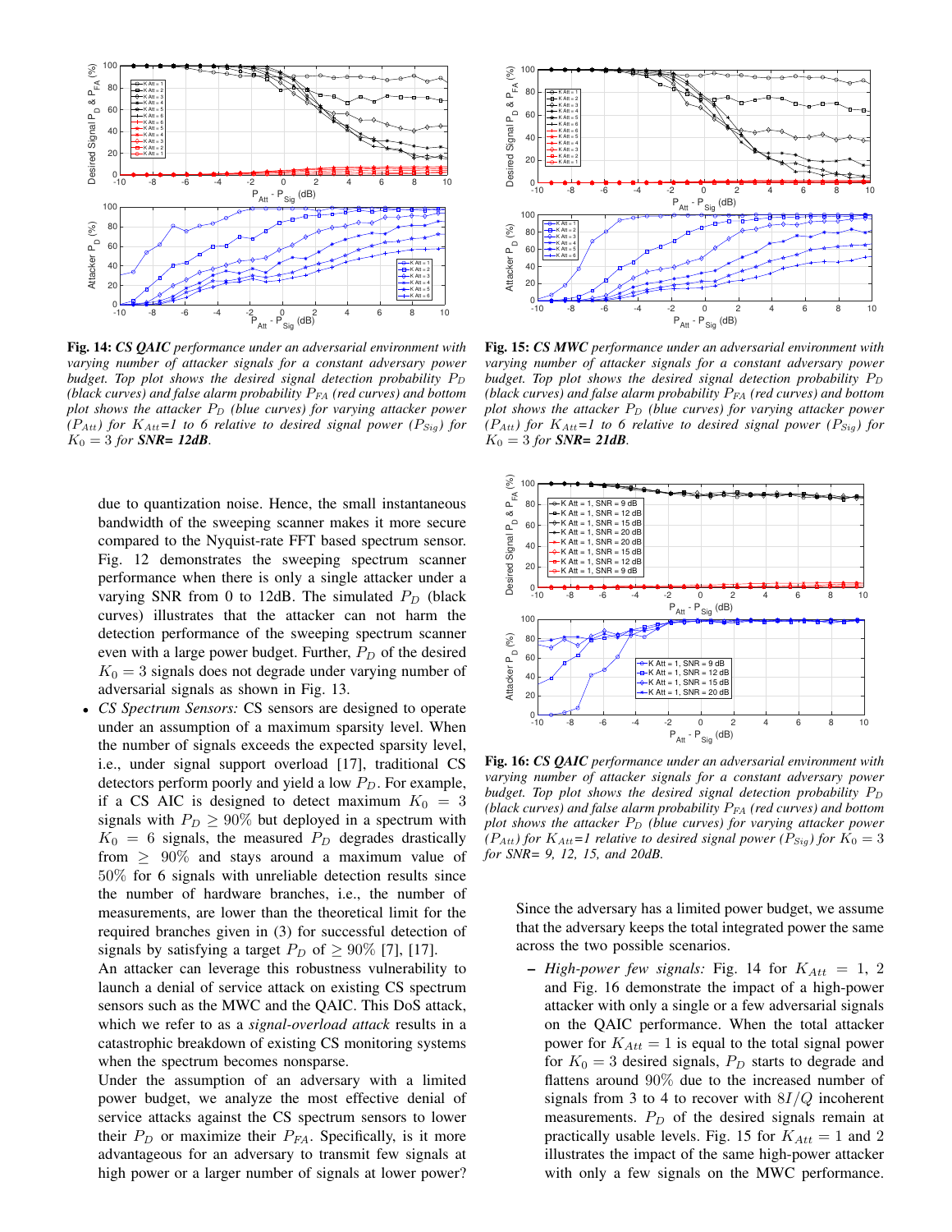**Fig. 14:** ***CS QAIC*** *performance under an adversarial environment with varying number of attacker signals for a constant adversary power budget. Top plot shows the desired signal detection probability $P_D$ (black curves) and false alarm probability $P_{FA}$ (red curves) and bottom plot shows the attacker $P_D$ (blue curves) for varying attacker power ($P_{Att}$) for $K_{Att}$=1 to 6 relative to desired signal power ($P_{Sig}$) for $K_0 = 3$ for* ***SNR= 12dB***.

**Fig. 15:** ***CS MWC*** *performance under an adversarial environment with varying number of attacker signals for a constant adversary power budget. Top plot shows the desired signal detection probability $P_D$ (black curves) and false alarm probability $P_{FA}$ (red curves) and bottom plot shows the attacker $P_D$ (blue curves) for varying attacker power ($P_{Att}$) for $K_{Att}$=1 to 6 relative to desired signal power ($P_{Sig}$) for $K_0 = 3$ for* ***SNR= 21dB***.

due to quantization noise. Hence, the small instantaneous bandwidth of the sweeping scanner makes it more secure compared to the Nyquist-rate FFT based spectrum sensor. Fig. 12 demonstrates the sweeping spectrum scanner performance when there is only a single attacker under a varying SNR from 0 to 12dB. The simulated $P_D$ (black curves) illustrates that the attacker can not harm the detection performance of the sweeping spectrum scanner even with a large power budget. Further, $P_D$ of the desired $K_0 = 3$ signals does not degrade under varying number of adversarial signals as shown in Fig. 13.

- *CS Spectrum Sensors:* CS sensors are designed to operate under an assumption of a maximum sparsity level. When the number of signals exceeds the expected sparsity level, i.e., under signal support overload [17], traditional CS detectors perform poorly and yield a low $P_D$. For example, if a CS AIC is designed to detect maximum $K_0 = 3$ signals with $P_D \geq 90\%$ but deployed in a spectrum with $K_0 = 6$ signals, the measured $P_D$ degrades drastically from $\geq 90\%$ and stays around a maximum value of $50\%$ for 6 signals with unreliable detection results since the number of hardware branches, i.e., the number of measurements, are lower than the theoretical limit for the required branches given in (3) for successful detection of signals by satisfying a target $P_D$ of $\geq 90\%$ [7], [17].

  An attacker can leverage this robustness vulnerability to launch a denial of service attack on existing CS spectrum sensors such as the MWC and the QAIC. This DoS attack, which we refer to as a *signal-overload attack* results in a catastrophic breakdown of existing CS monitoring systems when the spectrum becomes nonsparse.

  Under the assumption of an adversary with a limited power budget, we analyze the most effective denial of service attacks against the CS spectrum sensors to lower their $P_D$ or maximize their $P_{FA}$. Specifically, is it more advantageous for an adversary to transmit few signals at high power or a larger number of signals at lower power?

**Fig. 16:** ***CS QAIC*** *performance under an adversarial environment with varying number of attacker signals for a constant adversary power budget. Top plot shows the desired signal detection probability $P_D$ (black curves) and false alarm probability $P_{FA}$ (red curves) and bottom plot shows the attacker $P_D$ (blue curves) for varying attacker power ($P_{Att}$) for $K_{Att}$=1 relative to desired signal power ($P_{Sig}$) for $K_0 = 3$ for SNR= 9, 12, 15, and 20dB.*

Since the adversary has a limited power budget, we assume that the adversary keeps the total integrated power the same across the two possible scenarios.

- *High-power few signals:* Fig. 14 for $K_{Att} = 1$, 2 and Fig. 16 demonstrate the impact of a high-power attacker with only a single or a few adversarial signals on the QAIC performance. When the total attacker power for $K_{Att} = 1$ is equal to the total signal power for $K_0 = 3$ desired signals, $P_D$ starts to degrade and flattens around $90\%$ due to the increased number of signals from 3 to 4 to recover with $8I/Q$ incoherent measurements. $P_D$ of the desired signals remain at practically usable levels. Fig. 15 for $K_{Att} = 1$ and 2 illustrates the impact of the same high-power attacker with only a few signals on the MWC performance.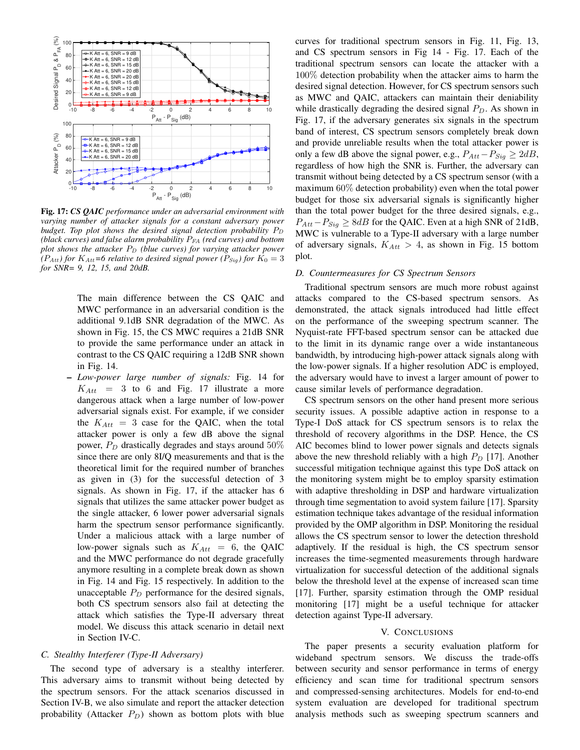**Fig. 17:** ***CS QAIC*** *performance under an adversarial environment with varying number of attacker signals for a constant adversary power budget. Top plot shows the desired signal detection probability $P_D$ (black curves) and false alarm probability $P_{FA}$ (red curves) and bottom plot shows the attacker $P_D$ (blue curves) for varying attacker power ($P_{Att}$) for $K_{Att}$=6 relative to desired signal power ($P_{Sig}$) for $K_0 = 3$ for SNR= 9, 12, 15, and 20dB.*

The main difference between the CS QAIC and MWC performance in an adversarial condition is the additional 9.1dB SNR degradation of the MWC. As shown in Fig. 15, the CS MWC requires a 21dB SNR to provide the same performance under an attack in contrast to the CS QAIC requiring a 12dB SNR shown in Fig. 14.

– *Low-power large number of signals:* Fig. 14 for $K_{Att} = 3$ to 6 and Fig. 17 illustrate a more dangerous attack when a large number of low-power adversarial signals exist. For example, if we consider the $K_{Att} = 3$ case for the QAIC, when the total attacker power is only a few dB above the signal power, $P_D$ drastically degrades and stays around 50% since there are only 8I/Q measurements and that is the theoretical limit for the required number of branches as given in (3) for the successful detection of 3 signals. As shown in Fig. 17, if the attacker has 6 signals that utilizes the same attacker power budget as the single attacker, 6 lower power adversarial signals harm the spectrum sensor performance significantly. Under a malicious attack with a large number of low-power signals such as $K_{Att} = 6$, the QAIC and the MWC performance do not degrade gracefully anymore resulting in a complete break down as shown in Fig. 14 and Fig. 15 respectively. In addition to the unacceptable $P_D$ performance for the desired signals, both CS spectrum sensors also fail at detecting the attack which satisfies the Type-II adversary threat model. We discuss this attack scenario in detail next in Section IV-C.

### C. Stealthy Interferer (Type-II Adversary)

The second type of adversary is a stealthy interferer. This adversary aims to transmit without being detected by the spectrum sensors. For the attack scenarios discussed in Section IV-B, we also simulate and report the attacker detection probability (Attacker $P_D$) shown as bottom plots with blue curves for traditional spectrum sensors in Fig. 11, Fig. 13, and CS spectrum sensors in Fig 14 - Fig. 17. Each of the traditional spectrum sensors can locate the attacker with a 100% detection probability when the attacker aims to harm the desired signal detection. However, for CS spectrum sensors such as MWC and QAIC, attackers can maintain their deniability while drastically degrading the desired signal $P_D$. As shown in Fig. 17, if the adversary generates six signals in the spectrum band of interest, CS spectrum sensors completely break down and provide unreliable results when the total attacker power is only a few dB above the signal power, e.g., $P_{Att} - P_{Sig} \geq 2dB$, regardless of how high the SNR is. Further, the adversary can transmit without being detected by a CS spectrum sensor (with a maximum 60% detection probability) even when the total power budget for those six adversarial signals is significantly higher than the total power budget for the three desired signals, e.g., $P_{Att} - P_{Sig} \geq 8dB$ for the QAIC. Even at a high SNR of 21dB, MWC is vulnerable to a Type-II adversary with a large number of adversary signals, $K_{Att} > 4$, as shown in Fig. 15 bottom plot.

### D. Countermeasures for CS Spectrum Sensors

Traditional spectrum sensors are much more robust against attacks compared to the CS-based spectrum sensors. As demonstrated, the attack signals introduced had little effect on the performance of the sweeping spectrum scanner. The Nyquist-rate FFT-based spectrum sensor can be attacked due to the limit in its dynamic range over a wide instantaneous bandwidth, by introducing high-power attack signals along with the low-power signals. If a higher resolution ADC is employed, the adversary would have to invest a larger amount of power to cause similar levels of performance degradation.

CS spectrum sensors on the other hand present more serious security issues. A possible adaptive action in response to a Type-I DoS attack for CS spectrum sensors is to relax the threshold of recovery algorithms in the DSP. Hence, the CS AIC becomes blind to lower power signals and detects signals above the new threshold reliably with a high $P_D$ [17]. Another successful mitigation technique against this type DoS attack on the monitoring system might be to employ sparsity estimation with adaptive thresholding in DSP and hardware virtualization through time segmentation to avoid system failure [17]. Sparsity estimation technique takes advantage of the residual information provided by the OMP algorithm in DSP. Monitoring the residual allows the CS spectrum sensor to lower the detection threshold adaptively. If the residual is high, the CS spectrum sensor increases the time-segmented measurements through hardware virtualization for successful detection of the additional signals below the threshold level at the expense of increased scan time [17]. Further, sparsity estimation through the OMP residual monitoring [17] might be a useful technique for attacker detection against Type-II adversary.

## V. Conclusions

The paper presents a security evaluation platform for wideband spectrum sensors. We discuss the trade-offs between security and sensor performance in terms of energy efficiency and scan time for traditional spectrum sensors and compressed-sensing architectures. Models for end-to-end system evaluation are developed for traditional spectrum analysis methods such as sweeping spectrum scanners and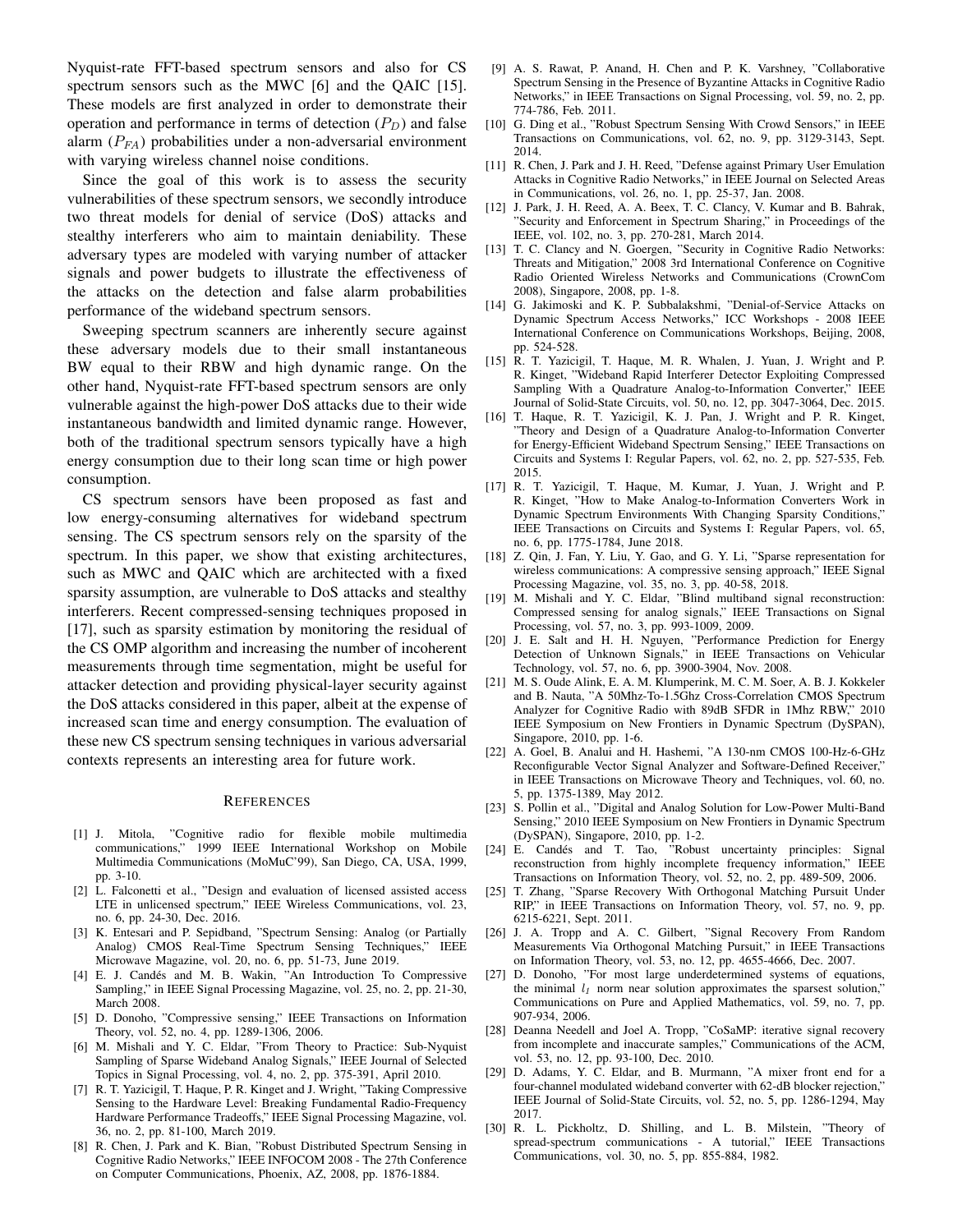Nyquist-rate FFT-based spectrum sensors and also for CS spectrum sensors such as the MWC [6] and the QAIC [15]. These models are first analyzed in order to demonstrate their operation and performance in terms of detection ($P_D$) and false alarm ($P_{FA}$) probabilities under a non-adversarial environment with varying wireless channel noise conditions.

Since the goal of this work is to assess the security vulnerabilities of these spectrum sensors, we secondly introduce two threat models for denial of service (DoS) attacks and stealthy interferers who aim to maintain deniability. These adversary types are modeled with varying number of attacker signals and power budgets to illustrate the effectiveness of the attacks on the detection and false alarm probabilities performance of the wideband spectrum sensors.

Sweeping spectrum scanners are inherently secure against these adversary models due to their small instantaneous BW equal to their RBW and high dynamic range. On the other hand, Nyquist-rate FFT-based spectrum sensors are only vulnerable against the high-power DoS attacks due to their wide instantaneous bandwidth and limited dynamic range. However, both of the traditional spectrum sensors typically have a high energy consumption due to their long scan time or high power consumption.

CS spectrum sensors have been proposed as fast and low energy-consuming alternatives for wideband spectrum sensing. The CS spectrum sensors rely on the sparsity of the spectrum. In this paper, we show that existing architectures, such as MWC and QAIC which are architected with a fixed sparsity assumption, are vulnerable to DoS attacks and stealthy interferers. Recent compressed-sensing techniques proposed in [17], such as sparsity estimation by monitoring the residual of the CS OMP algorithm and increasing the number of incoherent measurements through time segmentation, might be useful for attacker detection and providing physical-layer security against the DoS attacks considered in this paper, albeit at the expense of increased scan time and energy consumption. The evaluation of these new CS spectrum sensing techniques in various adversarial contexts represents an interesting area for future work.

## REFERENCES

[1] J. Mitola, "Cognitive radio for flexible mobile multimedia communications," 1999 IEEE International Workshop on Mobile Multimedia Communications (MoMuC'99), San Diego, CA, USA, 1999, pp. 3-10.

[2] L. Falconetti et al., "Design and evaluation of licensed assisted access LTE in unlicensed spectrum," IEEE Wireless Communications, vol. 23, no. 6, pp. 24-30, Dec. 2016.

[3] K. Entesari and P. Sepidband, "Spectrum Sensing: Analog (or Partially Analog) CMOS Real-Time Spectrum Sensing Techniques," IEEE Microwave Magazine, vol. 20, no. 6, pp. 51-73, June 2019.

[4] E. J. Candés and M. B. Wakin, "An Introduction To Compressive Sampling," in IEEE Signal Processing Magazine, vol. 25, no. 2, pp. 21-30, March 2008.

[5] D. Donoho, "Compressive sensing," IEEE Transactions on Information Theory, vol. 52, no. 4, pp. 1289-1306, 2006.

[6] M. Mishali and Y. C. Eldar, "From Theory to Practice: Sub-Nyquist Sampling of Sparse Wideband Analog Signals," IEEE Journal of Selected Topics in Signal Processing, vol. 4, no. 2, pp. 375-391, April 2010.

[7] R. T. Yazicigil, T. Haque, P. R. Kinget and J. Wright, "Taking Compressive Sensing to the Hardware Level: Breaking Fundamental Radio-Frequency Hardware Performance Tradeoffs," IEEE Signal Processing Magazine, vol. 36, no. 2, pp. 81-100, March 2019.

[8] R. Chen, J. Park and K. Bian, "Robust Distributed Spectrum Sensing in Cognitive Radio Networks," IEEE INFOCOM 2008 - The 27th Conference on Computer Communications, Phoenix, AZ, 2008, pp. 1876-1884.

[9] A. S. Rawat, P. Anand, H. Chen and P. K. Varshney, "Collaborative Spectrum Sensing in the Presence of Byzantine Attacks in Cognitive Radio Networks," in IEEE Transactions on Signal Processing, vol. 59, no. 2, pp. 774-786, Feb. 2011.

[10] G. Ding et al., "Robust Spectrum Sensing With Crowd Sensors," in IEEE Transactions on Communications, vol. 62, no. 9, pp. 3129-3143, Sept. 2014.

[11] R. Chen, J. Park and J. H. Reed, "Defense against Primary User Emulation Attacks in Cognitive Radio Networks," in IEEE Journal on Selected Areas in Communications, vol. 26, no. 1, pp. 25-37, Jan. 2008.

[12] J. Park, J. H. Reed, A. A. Beex, T. C. Clancy, V. Kumar and B. Bahrak, "Security and Enforcement in Spectrum Sharing," in Proceedings of the IEEE, vol. 102, no. 3, pp. 270-281, March 2014.

[13] T. C. Clancy and N. Goergen, "Security in Cognitive Radio Networks: Threats and Mitigation," 2008 3rd International Conference on Cognitive Radio Oriented Wireless Networks and Communications (CrownCom 2008), Singapore, 2008, pp. 1-8.

[14] G. Jakimoski and K. P. Subbalakshmi, "Denial-of-Service Attacks on Dynamic Spectrum Access Networks," ICC Workshops - 2008 IEEE International Conference on Communications Workshops, Beijing, 2008, pp. 524-528.

[15] R. T. Yazicigil, T. Haque, M. R. Whalen, J. Yuan, J. Wright and P. R. Kinget, "Wideband Rapid Interferer Detector Exploiting Compressed Sampling With a Quadrature Analog-to-Information Converter," IEEE Journal of Solid-State Circuits, vol. 50, no. 12, pp. 3047-3064, Dec. 2015.

[16] T. Haque, R. T. Yazicigil, K. J. Pan, J. Wright and P. R. Kinget, "Theory and Design of a Quadrature Analog-to-Information Converter for Energy-Efficient Wideband Spectrum Sensing," IEEE Transactions on Circuits and Systems I: Regular Papers, vol. 62, no. 2, pp. 527-535, Feb. 2015.

[17] R. T. Yazicigil, T. Haque, M. Kumar, J. Yuan, J. Wright and P. R. Kinget, "How to Make Analog-to-Information Converters Work in Dynamic Spectrum Environments With Changing Sparsity Conditions," IEEE Transactions on Circuits and Systems I: Regular Papers, vol. 65, no. 6, pp. 1775-1784, June 2018.

[18] Z. Qin, J. Fan, Y. Liu, Y. Gao, and G. Y. Li, "Sparse representation for wireless communications: A compressive sensing approach," IEEE Signal Processing Magazine, vol. 35, no. 3, pp. 40-58, 2018.

[19] M. Mishali and Y. C. Eldar, "Blind multiband signal reconstruction: Compressed sensing for analog signals," IEEE Transactions on Signal Processing, vol. 57, no. 3, pp. 993-1009, 2009.

[20] J. E. Salt and H. H. Nguyen, "Performance Prediction for Energy Detection of Unknown Signals," in IEEE Transactions on Vehicular Technology, vol. 57, no. 6, pp. 3900-3904, Nov. 2008.

[21] M. S. Oude Alink, E. A. M. Klumperink, M. C. M. Soer, A. B. J. Kokkeler and B. Nauta, "A 50Mhz-To-1.5Ghz Cross-Correlation CMOS Spectrum Analyzer for Cognitive Radio with 89dB SFDR in 1Mhz RBW," 2010 IEEE Symposium on New Frontiers in Dynamic Spectrum (DySPAN), Singapore, 2010, pp. 1-6.

[22] A. Goel, B. Analui and H. Hashemi, "A 130-nm CMOS 100-Hz-6-GHz Reconfigurable Vector Signal Analyzer and Software-Defined Receiver," in IEEE Transactions on Microwave Theory and Techniques, vol. 60, no. 5, pp. 1375-1389, May 2012.

[23] S. Pollin et al., "Digital and Analog Solution for Low-Power Multi-Band Sensing," 2010 IEEE Symposium on New Frontiers in Dynamic Spectrum (DySPAN), Singapore, 2010, pp. 1-2.

[24] E. Candés and T. Tao, "Robust uncertainty principles: Signal reconstruction from highly incomplete frequency information," IEEE Transactions on Information Theory, vol. 52, no. 2, pp. 489-509, 2006.

[25] T. Zhang, "Sparse Recovery With Orthogonal Matching Pursuit Under RIP," in IEEE Transactions on Information Theory, vol. 57, no. 9, pp. 6215-6221, Sept. 2011.

[26] J. A. Tropp and A. C. Gilbert, "Signal Recovery From Random Measurements Via Orthogonal Matching Pursuit," in IEEE Transactions on Information Theory, vol. 53, no. 12, pp. 4655-4666, Dec. 2007.

[27] D. Donoho, "For most large underdetermined systems of equations, the minimal $l_1$ norm near solution approximates the sparsest solution," Communications on Pure and Applied Mathematics, vol. 59, no. 7, pp. 907-934, 2006.

[28] Deanna Needell and Joel A. Tropp, "CoSaMP: iterative signal recovery from incomplete and inaccurate samples," Communications of the ACM, vol. 53, no. 12, pp. 93-100, Dec. 2010.

[29] D. Adams, Y. C. Eldar, and B. Murmann, "A mixer front end for a four-channel modulated wideband converter with 62-dB blocker rejection," IEEE Journal of Solid-State Circuits, vol. 52, no. 5, pp. 1286-1294, May 2017.

[30] R. L. Pickholtz, D. Shilling, and L. B. Milstein, "Theory of spread-spectrum communications - A tutorial," IEEE Transactions Communications, vol. 30, no. 5, pp. 855-884, 1982.